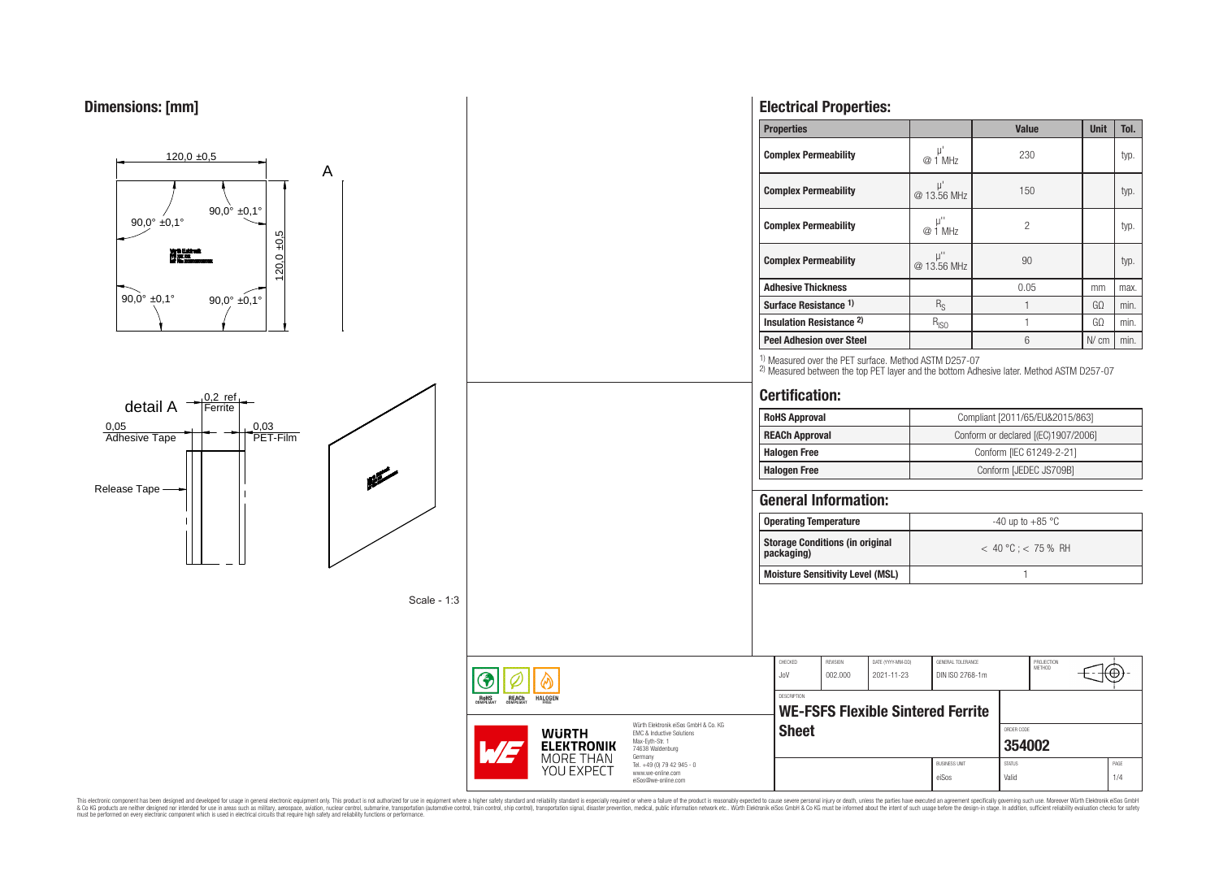## Dimensions: [mm]

120,0 ±0,5

90,0° ±0,1°

90,0° ±0,1°

90,0° ±0,1°

90,0° ±0,1°

120,0 ±0,5

A

detail A

0,2 ref

Ferrite

0,05 Adhesive Tape

0,03 PET-Film

Release Tape

Scale - 1:3

## Electrical Properties:

| Properties | | Value | Unit | Tol. |
|---|---|---|---|---|
| Complex Permeability | µ' @ 1 MHz | 230 | | typ. |
| Complex Permeability | µ' @ 13.56 MHz | 150 | | typ. |
| Complex Permeability | µ'' @ 1 MHz | 2 | | typ. |
| Complex Permeability | µ'' @ 13.56 MHz | 90 | | typ. |
| Adhesive Thickness | | 0.05 | mm | max. |
| Surface Resistance 1) | $R_S$ | 1 | GΩ | min. |
| Insulation Resistance 2) | $R_{ISO}$ | 1 | GΩ | min. |
| Peel Adhesion over Steel | | 6 | N/ cm | min. |

1) Measured over the PET surface. Method ASTM D257-07
2) Measured between the top PET layer and the bottom Adhesive later. Method ASTM D257-07

## Certification:

| | |
|---|---|
| RoHS Approval | Compliant [2011/65/EU&2015/863] |
| REACh Approval | Conform or declared [(EC)1907/2006] |
| Halogen Free | Conform [IEC 61249-2-21] |
| Halogen Free | Conform [JEDEC JS709B] |

## General Information:

| | |
|---|---|
| Operating Temperature | -40 up to +85 °C |
| Storage Conditions (in original packaging) | < 40 °C ; < 75 % RH |
| Moisture Sensitivity Level (MSL) | 1 |

| CHECKED | REVISION | DATE (YYYY-MM-DD) | GENERAL TOLERANCE | PROJECTION METHOD |
|---|---|---|---|---|
| JoV | 002.000 | 2021-11-23 | DIN ISO 2768-1m | |

DESCRIPTION

**WE-FSFS Flexible Sintered Ferrite Sheet**

ORDER CODE: **354002**

BUSINESS UNIT: eiSos | STATUS: Valid | PAGE: 1/4

Würth Elektronik eiSos GmbH & Co. KG
EMC & Inductive Solutions
Max-Eyth-Str. 1
74638 Waldenburg
Germany
Tel. +49 (0) 79 42 945 - 0
www.we-online.com
eiSos@we-online.com

WÜRTH ELEKTRONIK MORE THAN YOU EXPECT

This electronic component has been designed and developed for usage in general electronic equipment only. This product is not authorized for use in equipment where a higher safety standard and reliability standard is especially required or where a failure of the product is reasonably expected to cause severe personal injury or death, unless the parties have executed an agreement specifically governing such use. Moreover Würth Elektronik eiSos GmbH & Co KG products are neither designed nor intended for use in areas such as military, aerospace, aviation, nuclear control, submarine, transportation (automotive control, train control, ship control), transportation signal, disaster prevention, medical, public information network etc.. Würth Elektronik eiSos GmbH & Co KG must be informed about the intent of such usage before the design-in stage. In addition, sufficient reliability evaluation checks for safety must be performed on every electronic component which is used in electrical circuits that require high safety and reliability functions or performance.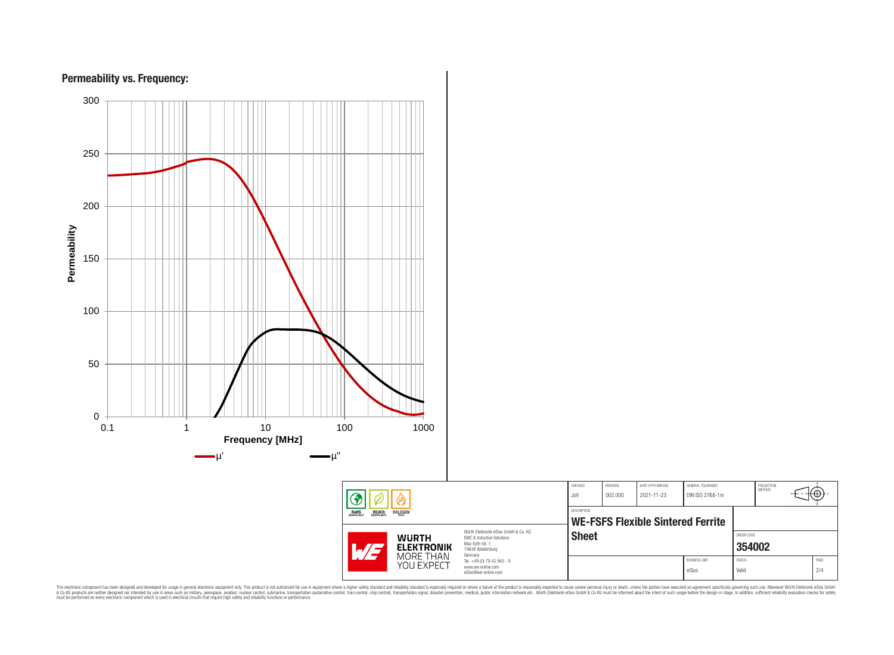## Permeability vs. Frequency:

Permeability (y-axis: 0, 50, 100, 150, 200, 250, 300)

Frequency [MHz] (x-axis: 0.1, 1, 10, 100, 1000)

μ'    μ''

| CHECKED | REVISION | DATE (YYYY-MM-DD) | GENERAL TOLERANCE | PROJECTION METHOD |
|---|---|---|---|---|
| JoV | 002.000 | 2021-11-23 | DIN ISO 2768-1m | |

DESCRIPTION

**WE-FSFS Flexible Sintered Ferrite Sheet**

ORDER CODE **354002**

| BUSINESS UNIT | STATUS | PAGE |
|---|---|---|
| eiSos | Valid | 2/4 |

RoHS COMPLIANT REACh COMPLIANT HALOGEN FREE

WÜRTH ELEKTRONIK MORE THAN YOU EXPECT

Würth Elektronik eiSos GmbH & Co. KG
EMC & Inductive Solutions
Max-Eyth-Str. 1
74638 Waldenburg
Germany
Tel. +49 (0) 79 42 945 - 0
www.we-online.com
eiSos@we-online.com

This electronic component has been designed and developed for usage in general electronic equipment only. This product is not authorized for use in equipment where a higher safety standard and reliability standard is especially required or where a failure of the product is reasonably expected to cause severe personal injury or death, unless the parties have executed an agreement specifically governing such use. Moreover Würth Elektronik eiSos GmbH & Co KG products are neither designed nor intended for use in areas such as military, aerospace, aviation, nuclear control, submarine, transportation (automotive control, train control, ship control), transportation signal, disaster prevention, medical, public information network etc.. Würth Elektronik eiSos GmbH & Co KG must be informed about the intent of such usage before the design-in stage. In addition, sufficient reliability evaluation checks for safety must be performed on every electronic component which is used in electrical circuits that require high safety and reliability functions or performance.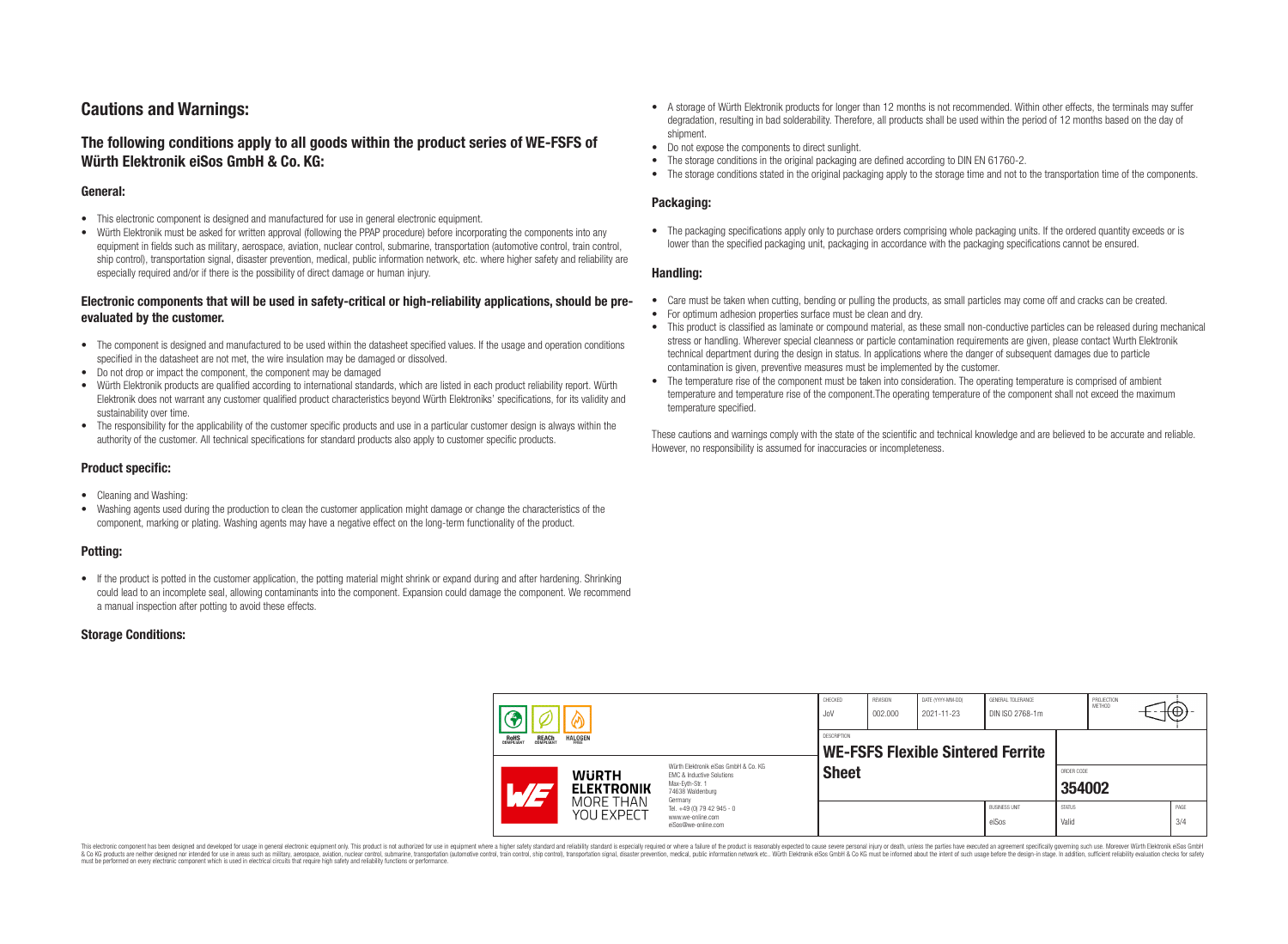# Cautions and Warnings:

## The following conditions apply to all goods within the product series of WE-FSFS of Würth Elektronik eiSos GmbH & Co. KG:

### General:

- This electronic component is designed and manufactured for use in general electronic equipment.
- Würth Elektronik must be asked for written approval (following the PPAP procedure) before incorporating the components into any equipment in fields such as military, aerospace, aviation, nuclear control, submarine, transportation (automotive control, train control, ship control), transportation signal, disaster prevention, medical, public information network, etc. where higher safety and reliability are especially required and/or if there is the possibility of direct damage or human injury.

### Electronic components that will be used in safety-critical or high-reliability applications, should be pre-evaluated by the customer.

- The component is designed and manufactured to be used within the datasheet specified values. If the usage and operation conditions specified in the datasheet are not met, the wire insulation may be damaged or dissolved.
- Do not drop or impact the component, the component may be damaged
- Würth Elektronik products are qualified according to international standards, which are listed in each product reliability report. Würth Elektronik does not warrant any customer qualified product characteristics beyond Würth Elektroniks' specifications, for its validity and sustainability over time.
- The responsibility for the applicability of the customer specific products and use in a particular customer design is always within the authority of the customer. All technical specifications for standard products also apply to customer specific products.

### Product specific:

- Cleaning and Washing:
- Washing agents used during the production to clean the customer application might damage or change the characteristics of the component, marking or plating. Washing agents may have a negative effect on the long-term functionality of the product.

### Potting:

- If the product is potted in the customer application, the potting material might shrink or expand during and after hardening. Shrinking could lead to an incomplete seal, allowing contaminants into the component. Expansion could damage the component. We recommend a manual inspection after potting to avoid these effects.

### Storage Conditions:

- A storage of Würth Elektronik products for longer than 12 months is not recommended. Within other effects, the terminals may suffer degradation, resulting in bad solderability. Therefore, all products shall be used within the period of 12 months based on the day of shipment.
- Do not expose the components to direct sunlight.
- The storage conditions in the original packaging are defined according to DIN EN 61760-2.
- The storage conditions stated in the original packaging apply to the storage time and not to the transportation time of the components.

### Packaging:

- The packaging specifications apply only to purchase orders comprising whole packaging units. If the ordered quantity exceeds or is lower than the specified packaging unit, packaging in accordance with the packaging specifications cannot be ensured.

### Handling:

- Care must be taken when cutting, bending or pulling the products, as small particles may come off and cracks can be created.
- For optimum adhesion properties surface must be clean and dry.
- This product is classified as laminate or compound material, as these small non-conductive particles can be released during mechanical stress or handling. Wherever special cleanness or particle contamination requirements are given, please contact Wurth Elektronik technical department during the design in status. In applications where the danger of subsequent damages due to particle contamination is given, preventive measures must be implemented by the customer.
- The temperature rise of the component must be taken into consideration. The operating temperature is comprised of ambient temperature and temperature rise of the component.The operating temperature of the component shall not exceed the maximum temperature specified.

These cautions and warnings comply with the state of the scientific and technical knowledge and are believed to be accurate and reliable. However, no responsibility is assumed for inaccuracies or incompleteness.

| CHECKED | REVISION | DATE (YYYY-MM-DD) | GENERAL TOLERANCE | PROJECTION METHOD |
|---|---|---|---|---|
| JoV | 002.000 | 2021-11-23 | DIN ISO 2768-1m | |

| DESCRIPTION | ORDER CODE | BUSINESS UNIT | STATUS | PAGE |
|---|---|---|---|---|
| WE-FSFS Flexible Sintered Ferrite Sheet | 354002 | eiSos | Valid | 3/4 |

Würth Elektronik eiSos GmbH & Co. KG
EMC & Inductive Solutions
Max-Eyth-Str. 1
74638 Waldenburg
Germany
Tel. +49 (0) 79 42 945 - 0
www.we-online.com
eiSos@we-online.com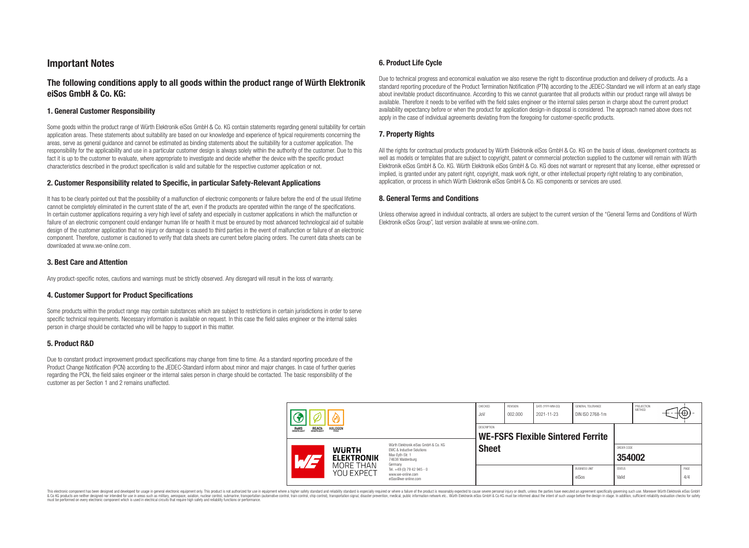# Important Notes

## The following conditions apply to all goods within the product range of Würth Elektronik eiSos GmbH & Co. KG:

### 1. General Customer Responsibility

Some goods within the product range of Würth Elektronik eiSos GmbH & Co. KG contain statements regarding general suitability for certain application areas. These statements about suitability are based on our knowledge and experience of typical requirements concerning the areas, serve as general guidance and cannot be estimated as binding statements about the suitability for a customer application. The responsibility for the applicability and use in a particular customer design is always solely within the authority of the customer. Due to this fact it is up to the customer to evaluate, where appropriate to investigate and decide whether the device with the specific product characteristics described in the product specification is valid and suitable for the respective customer application or not.

### 2. Customer Responsibility related to Specific, in particular Safety-Relevant Applications

It has to be clearly pointed out that the possibility of a malfunction of electronic components or failure before the end of the usual lifetime cannot be completely eliminated in the current state of the art, even if the products are operated within the range of the specifications. In certain customer applications requiring a very high level of safety and especially in customer applications in which the malfunction or failure of an electronic component could endanger human life or health it must be ensured by most advanced technological aid of suitable design of the customer application that no injury or damage is caused to third parties in the event of malfunction or failure of an electronic component. Therefore, customer is cautioned to verify that data sheets are current before placing orders. The current data sheets can be downloaded at www.we-online.com.

### 3. Best Care and Attention

Any product-specific notes, cautions and warnings must be strictly observed. Any disregard will result in the loss of warranty.

### 4. Customer Support for Product Specifications

Some products within the product range may contain substances which are subject to restrictions in certain jurisdictions in order to serve specific technical requirements. Necessary information is available on request. In this case the field sales engineer or the internal sales person in charge should be contacted who will be happy to support in this matter.

### 5. Product R&D

Due to constant product improvement product specifications may change from time to time. As a standard reporting procedure of the Product Change Notification (PCN) according to the JEDEC-Standard inform about minor and major changes. In case of further queries regarding the PCN, the field sales engineer or the internal sales person in charge should be contacted. The basic responsibility of the customer as per Section 1 and 2 remains unaffected.

### 6. Product Life Cycle

Due to technical progress and economical evaluation we also reserve the right to discontinue production and delivery of products. As a standard reporting procedure of the Product Termination Notification (PTN) according to the JEDEC-Standard we will inform at an early stage about inevitable product discontinuance. According to this we cannot guarantee that all products within our product range will always be available. Therefore it needs to be verified with the field sales engineer or the internal sales person in charge about the current product availability expectancy before or when the product for application design-in disposal is considered. The approach named above does not apply in the case of individual agreements deviating from the foregoing for customer-specific products.

### 7. Property Rights

All the rights for contractual products produced by Würth Elektronik eiSos GmbH & Co. KG on the basis of ideas, development contracts as well as models or templates that are subject to copyright, patent or commercial protection supplied to the customer will remain with Würth Elektronik eiSos GmbH & Co. KG. Würth Elektronik eiSos GmbH & Co. KG does not warrant or represent that any license, either expressed or implied, is granted under any patent right, copyright, mask work right, or other intellectual property right relating to any combination, application, or process in which Würth Elektronik eiSos GmbH & Co. KG components or services are used.

### 8. General Terms and Conditions

Unless otherwise agreed in individual contracts, all orders are subject to the current version of the "General Terms and Conditions of Würth Elektronik eiSos Group", last version available at www.we-online.com.

| | | | | | | |
|---|---|---|---|---|---|---|
| RoHS COMPLIANT / REACh COMPLIANT / HALOGEN FREE | CHECKED JoV | REVISION 002.000 | DATE (YYYY-MM-DD) 2021-11-23 | GENERAL TOLERANCE DIN ISO 2768-1m | PROJECTION METHOD | |
| | DESCRIPTION **WE-FSFS Flexible Sintered Ferrite Sheet** | | | | | |
| WÜRTH ELEKTRONIK MORE THAN YOU EXPECT — Würth Elektronik eiSos GmbH & Co. KG, EMC & Inductive Solutions, Max-Eyth-Str. 1, 74638 Waldenburg, Germany, Tel. +49 (0) 79 42 945 - 0, www.we-online.com, eiSos@we-online.com | | | | | ORDER CODE **354002** | |
| | | | | BUSINESS UNIT eiSos | STATUS Valid | PAGE 4/4 |

This electronic component has been designed and developed for usage in general electronic equipment only. This product is not authorized for use in equipment where a higher safety standard and reliability standard is especially required or where a failure of the product is reasonably expected to cause severe personal injury or death, unless the parties have executed an agreement specifically governing such use. Moreover Würth Elektronik eiSos GmbH & Co KG products are neither designed nor intended for use in areas such as military, aerospace, aviation, nuclear control, submarine, transportation (automotive control, train control, ship control), transportation signal, disaster prevention, medical, public information network etc.. Würth Elektronik eiSos GmbH & Co KG must be informed about the intent of such usage before the design-in stage. In addition, sufficient reliability evaluation checks for safety must be performed on every electronic component which is used in electrical circuits that require high safety and reliability functions or performance.